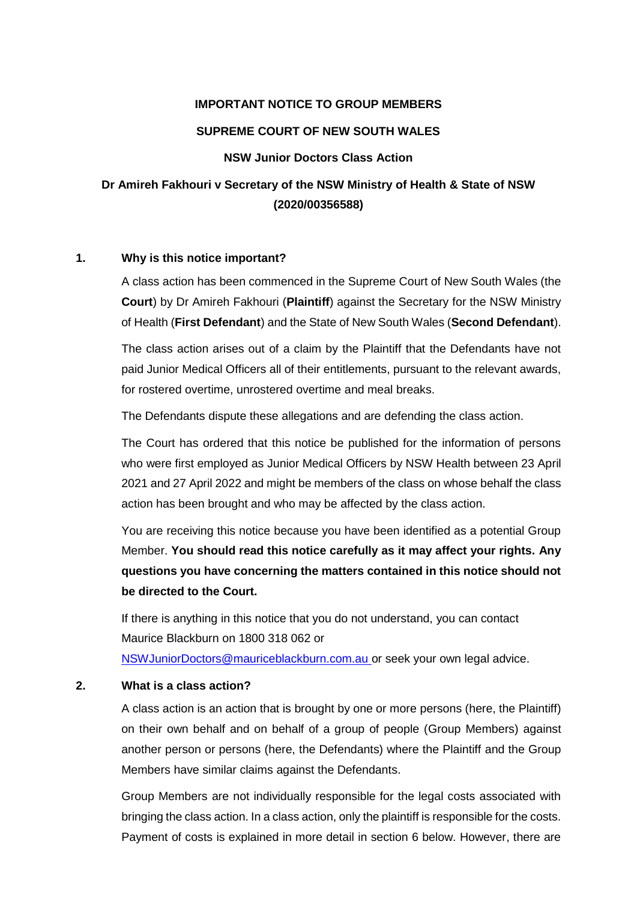**IMPORTANT NOTICE TO GROUP MEMBERS**

**SUPREME COURT OF NEW SOUTH WALES**

**NSW Junior Doctors Class Action**

**Dr Amireh Fakhouri v Secretary of the NSW Ministry of Health & State of NSW (2020/00356588)**

## 1. Why is this notice important?

A class action has been commenced in the Supreme Court of New South Wales (the **Court**) by Dr Amireh Fakhouri (**Plaintiff**) against the Secretary for the NSW Ministry of Health (**First Defendant**) and the State of New South Wales (**Second Defendant**).

The class action arises out of a claim by the Plaintiff that the Defendants have not paid Junior Medical Officers all of their entitlements, pursuant to the relevant awards, for rostered overtime, unrostered overtime and meal breaks.

The Defendants dispute these allegations and are defending the class action.

The Court has ordered that this notice be published for the information of persons who were first employed as Junior Medical Officers by NSW Health between 23 April 2021 and 27 April 2022 and might be members of the class on whose behalf the class action has been brought and who may be affected by the class action.

You are receiving this notice because you have been identified as a potential Group Member. **You should read this notice carefully as it may affect your rights. Any questions you have concerning the matters contained in this notice should not be directed to the Court.**

If there is anything in this notice that you do not understand, you can contact Maurice Blackburn on 1800 318 062 or NSWJuniorDoctors@mauriceblackburn.com.au or seek your own legal advice.

## 2. What is a class action?

A class action is an action that is brought by one or more persons (here, the Plaintiff) on their own behalf and on behalf of a group of people (Group Members) against another person or persons (here, the Defendants) where the Plaintiff and the Group Members have similar claims against the Defendants.

Group Members are not individually responsible for the legal costs associated with bringing the class action. In a class action, only the plaintiff is responsible for the costs. Payment of costs is explained in more detail in section 6 below. However, there are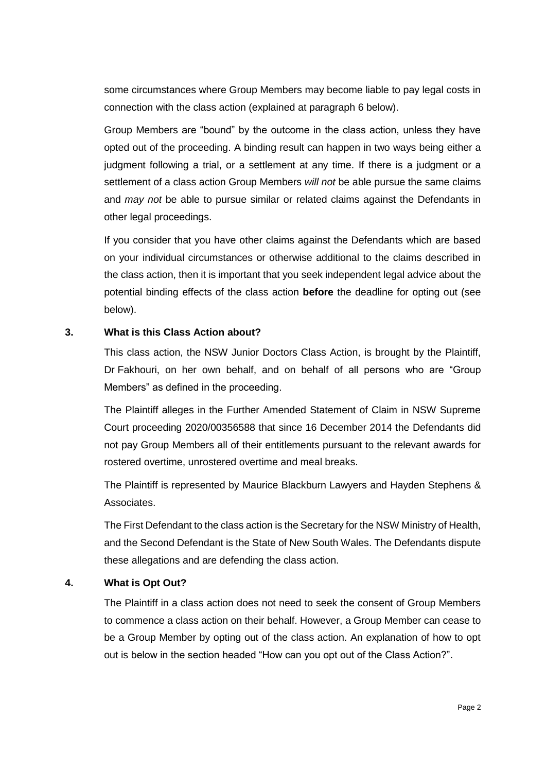some circumstances where Group Members may become liable to pay legal costs in connection with the class action (explained at paragraph 6 below).

Group Members are "bound" by the outcome in the class action, unless they have opted out of the proceeding. A binding result can happen in two ways being either a judgment following a trial, or a settlement at any time. If there is a judgment or a settlement of a class action Group Members *will not* be able pursue the same claims and *may not* be able to pursue similar or related claims against the Defendants in other legal proceedings.

If you consider that you have other claims against the Defendants which are based on your individual circumstances or otherwise additional to the claims described in the class action, then it is important that you seek independent legal advice about the potential binding effects of the class action **before** the deadline for opting out (see below).

## 3. What is this Class Action about?

This class action, the NSW Junior Doctors Class Action, is brought by the Plaintiff, Dr Fakhouri, on her own behalf, and on behalf of all persons who are "Group Members" as defined in the proceeding.

The Plaintiff alleges in the Further Amended Statement of Claim in NSW Supreme Court proceeding 2020/00356588 that since 16 December 2014 the Defendants did not pay Group Members all of their entitlements pursuant to the relevant awards for rostered overtime, unrostered overtime and meal breaks.

The Plaintiff is represented by Maurice Blackburn Lawyers and Hayden Stephens & Associates.

The First Defendant to the class action is the Secretary for the NSW Ministry of Health, and the Second Defendant is the State of New South Wales. The Defendants dispute these allegations and are defending the class action.

## 4. What is Opt Out?

The Plaintiff in a class action does not need to seek the consent of Group Members to commence a class action on their behalf. However, a Group Member can cease to be a Group Member by opting out of the class action. An explanation of how to opt out is below in the section headed "How can you opt out of the Class Action?".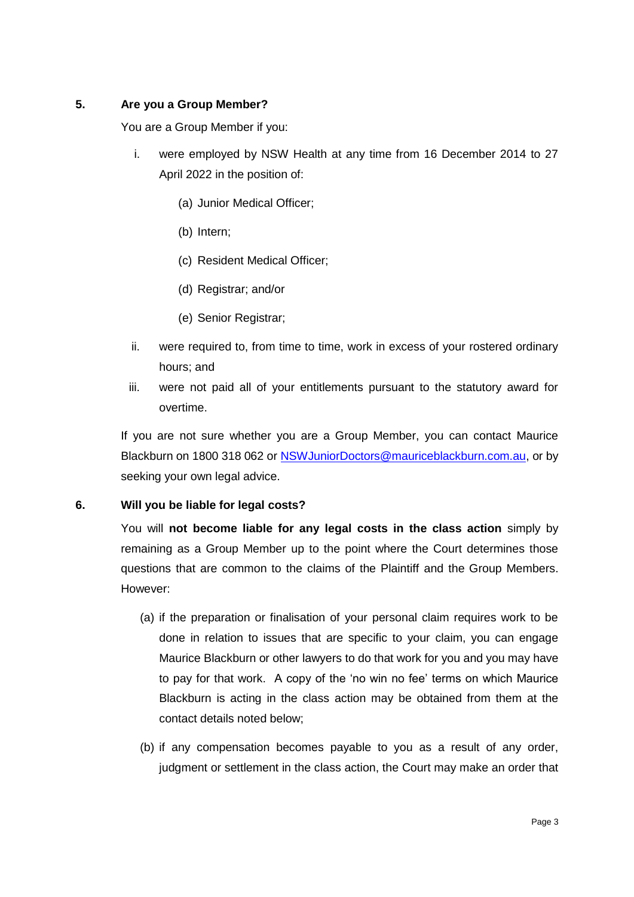## 5. Are you a Group Member?

You are a Group Member if you:

i. were employed by NSW Health at any time from 16 December 2014 to 27 April 2022 in the position of:

   (a) Junior Medical Officer;

   (b) Intern;

   (c) Resident Medical Officer;

   (d) Registrar; and/or

   (e) Senior Registrar;

ii. were required to, from time to time, work in excess of your rostered ordinary hours; and

iii. were not paid all of your entitlements pursuant to the statutory award for overtime.

If you are not sure whether you are a Group Member, you can contact Maurice Blackburn on 1800 318 062 or NSWJuniorDoctors@mauriceblackburn.com.au, or by seeking your own legal advice.

## 6. Will you be liable for legal costs?

You will **not become liable for any legal costs in the class action** simply by remaining as a Group Member up to the point where the Court determines those questions that are common to the claims of the Plaintiff and the Group Members. However:

(a) if the preparation or finalisation of your personal claim requires work to be done in relation to issues that are specific to your claim, you can engage Maurice Blackburn or other lawyers to do that work for you and you may have to pay for that work. A copy of the 'no win no fee' terms on which Maurice Blackburn is acting in the class action may be obtained from them at the contact details noted below;

(b) if any compensation becomes payable to you as a result of any order, judgment or settlement in the class action, the Court may make an order that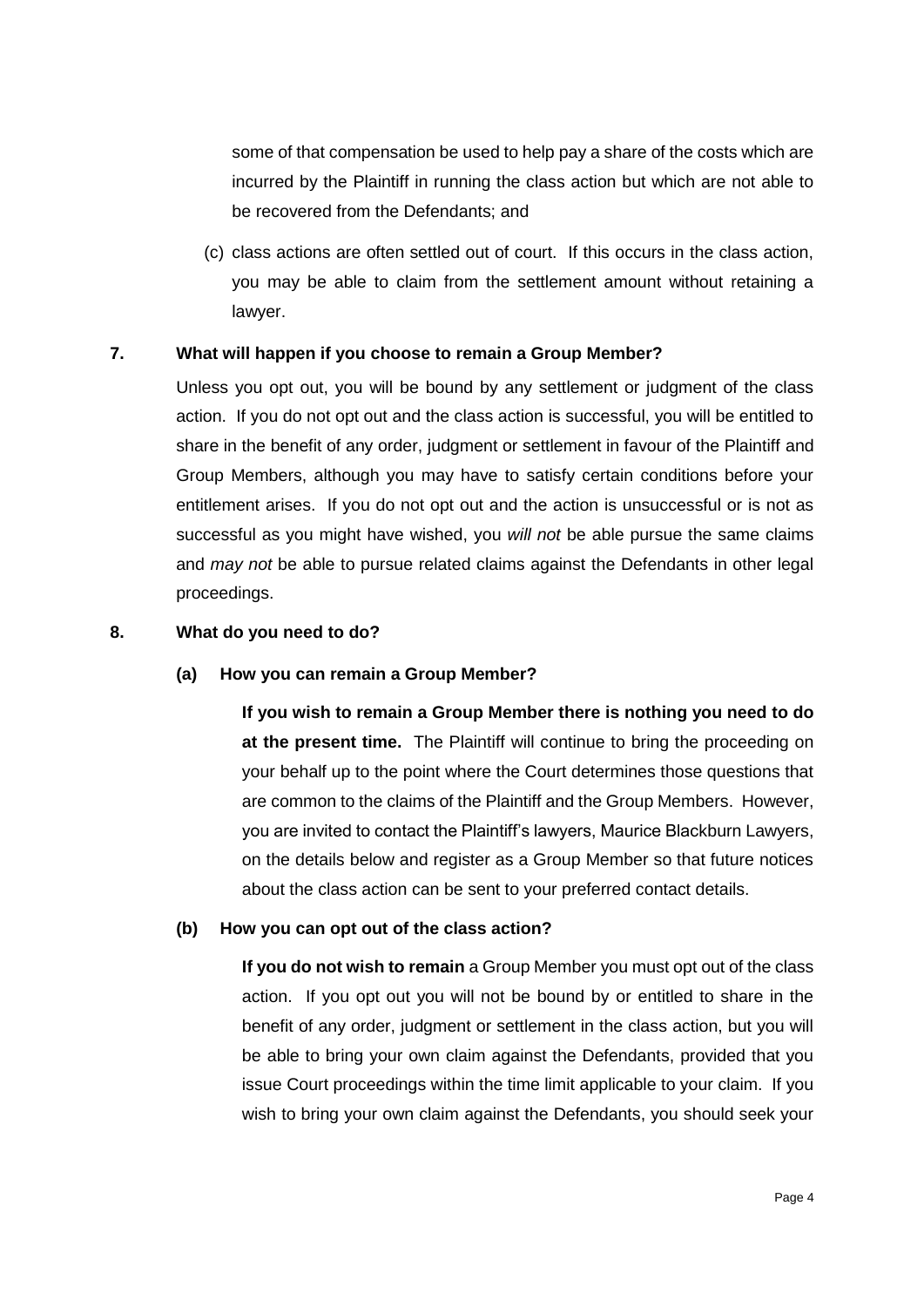some of that compensation be used to help pay a share of the costs which are incurred by the Plaintiff in running the class action but which are not able to be recovered from the Defendants; and

(c) class actions are often settled out of court. If this occurs in the class action, you may be able to claim from the settlement amount without retaining a lawyer.

## 7. What will happen if you choose to remain a Group Member?

Unless you opt out, you will be bound by any settlement or judgment of the class action. If you do not opt out and the class action is successful, you will be entitled to share in the benefit of any order, judgment or settlement in favour of the Plaintiff and Group Members, although you may have to satisfy certain conditions before your entitlement arises. If you do not opt out and the action is unsuccessful or is not as successful as you might have wished, you *will not* be able pursue the same claims and *may not* be able to pursue related claims against the Defendants in other legal proceedings.

## 8. What do you need to do?

### (a) How you can remain a Group Member?

**If you wish to remain a Group Member there is nothing you need to do at the present time.** The Plaintiff will continue to bring the proceeding on your behalf up to the point where the Court determines those questions that are common to the claims of the Plaintiff and the Group Members. However, you are invited to contact the Plaintiff's lawyers, Maurice Blackburn Lawyers, on the details below and register as a Group Member so that future notices about the class action can be sent to your preferred contact details.

### (b) How you can opt out of the class action?

**If you do not wish to remain** a Group Member you must opt out of the class action. If you opt out you will not be bound by or entitled to share in the benefit of any order, judgment or settlement in the class action, but you will be able to bring your own claim against the Defendants, provided that you issue Court proceedings within the time limit applicable to your claim. If you wish to bring your own claim against the Defendants, you should seek your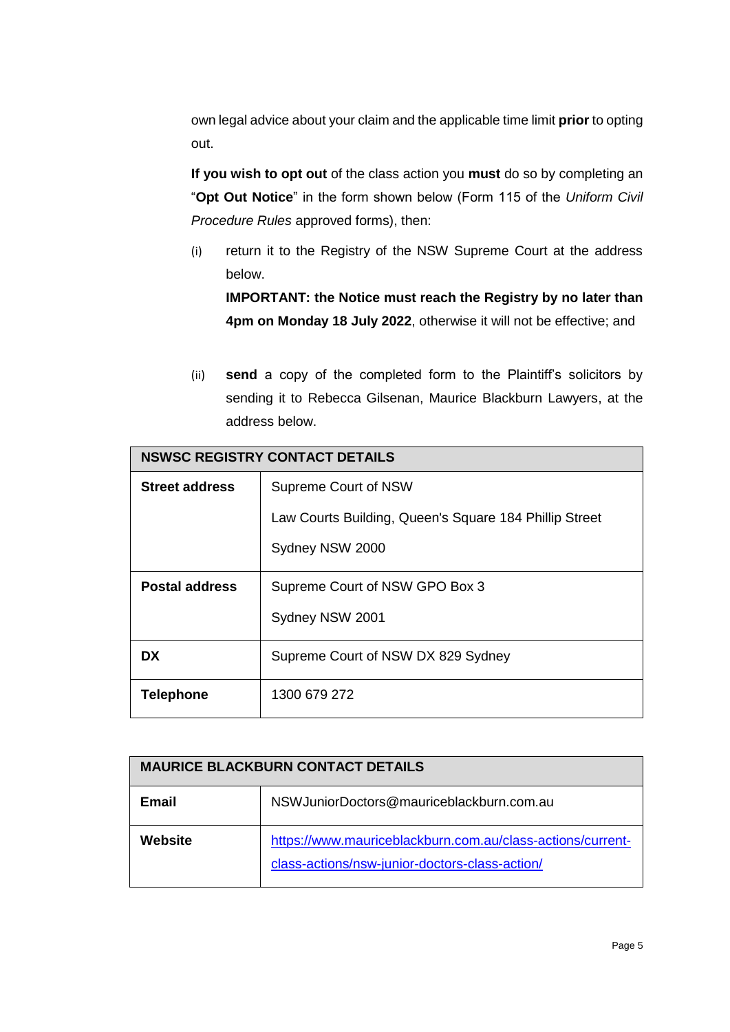own legal advice about your claim and the applicable time limit **prior** to opting out.

**If you wish to opt out** of the class action you **must** do so by completing an "**Opt Out Notice**" in the form shown below (Form 115 of the *Uniform Civil Procedure Rules* approved forms), then:

(i) return it to the Registry of the NSW Supreme Court at the address below.
**IMPORTANT: the Notice must reach the Registry by no later than 4pm on Monday 18 July 2022**, otherwise it will not be effective; and

(ii) **send** a copy of the completed form to the Plaintiff's solicitors by sending it to Rebecca Gilsenan, Maurice Blackburn Lawyers, at the address below.

| NSWSC REGISTRY CONTACT DETAILS | |
|---|---|
| **Street address** | Supreme Court of NSW<br>Law Courts Building, Queen's Square 184 Phillip Street<br>Sydney NSW 2000 |
| **Postal address** | Supreme Court of NSW GPO Box 3<br>Sydney NSW 2001 |
| **DX** | Supreme Court of NSW DX 829 Sydney |
| **Telephone** | 1300 679 272 |

| MAURICE BLACKBURN CONTACT DETAILS | |
|---|---|
| **Email** | NSWJuniorDoctors@mauriceblackburn.com.au |
| **Website** | https://www.mauriceblackburn.com.au/class-actions/current-class-actions/nsw-junior-doctors-class-action/ |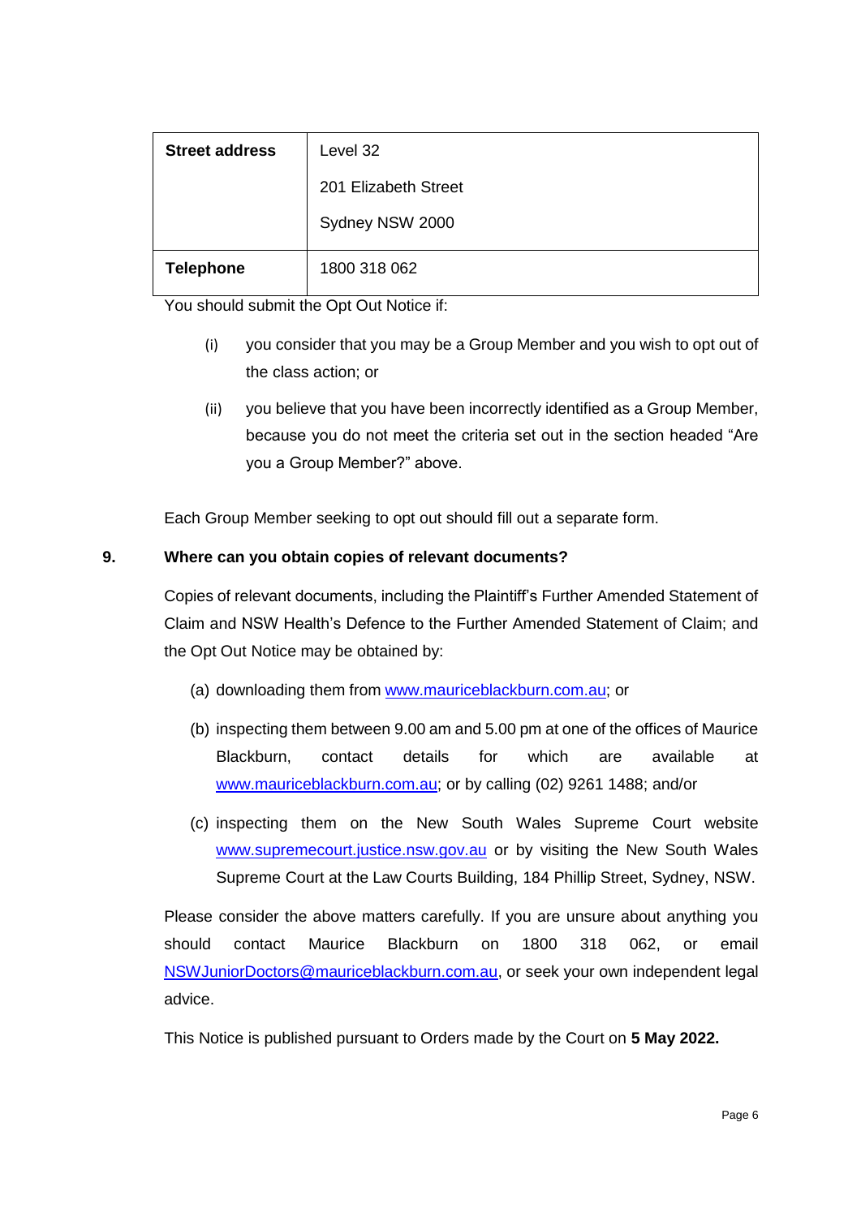| Street address | Level 32<br>201 Elizabeth Street<br>Sydney NSW 2000 |
|---|---|
| **Telephone** | 1800 318 062 |

You should submit the Opt Out Notice if:

(i) you consider that you may be a Group Member and you wish to opt out of the class action; or

(ii) you believe that you have been incorrectly identified as a Group Member, because you do not meet the criteria set out in the section headed "Are you a Group Member?" above.

Each Group Member seeking to opt out should fill out a separate form.

## 9. Where can you obtain copies of relevant documents?

Copies of relevant documents, including the Plaintiff's Further Amended Statement of Claim and NSW Health's Defence to the Further Amended Statement of Claim; and the Opt Out Notice may be obtained by:

(a) downloading them from www.mauriceblackburn.com.au; or

(b) inspecting them between 9.00 am and 5.00 pm at one of the offices of Maurice Blackburn, contact details for which are available at www.mauriceblackburn.com.au; or by calling (02) 9261 1488; and/or

(c) inspecting them on the New South Wales Supreme Court website www.supremecourt.justice.nsw.gov.au or by visiting the New South Wales Supreme Court at the Law Courts Building, 184 Phillip Street, Sydney, NSW.

Please consider the above matters carefully. If you are unsure about anything you should contact Maurice Blackburn on 1800 318 062, or email NSWJuniorDoctors@mauriceblackburn.com.au, or seek your own independent legal advice.

This Notice is published pursuant to Orders made by the Court on **5 May 2022.**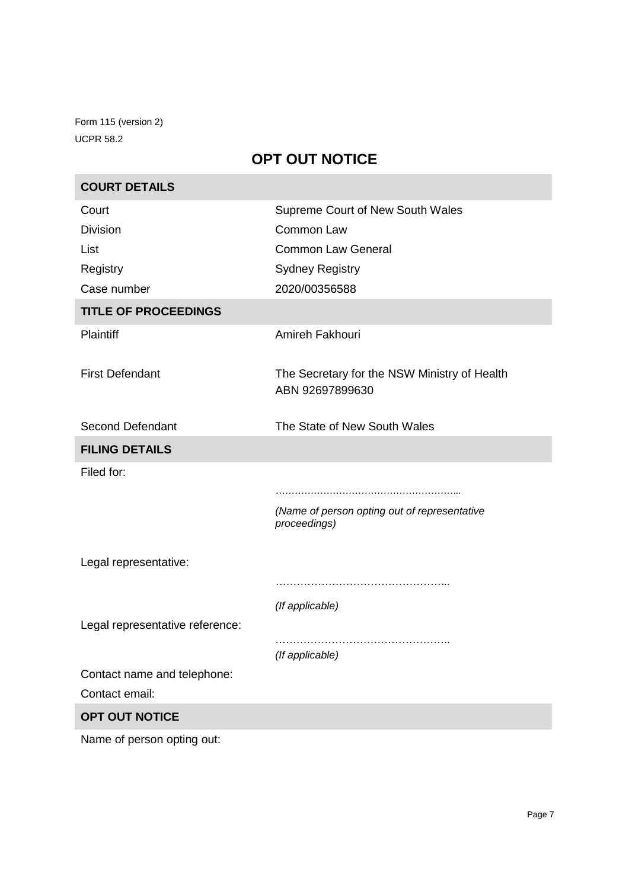Form 115 (version 2)
UCPR 58.2

# OPT OUT NOTICE

| **COURT DETAILS** | |
|---|---|
| Court | Supreme Court of New South Wales |
| Division | Common Law |
| List | Common Law General |
| Registry | Sydney Registry |
| Case number | 2020/00356588 |

| **TITLE OF PROCEEDINGS** | |
|---|---|
| Plaintiff | Amireh Fakhouri |
| First Defendant | The Secretary for the NSW Ministry of Health ABN 92697899630 |
| Second Defendant | The State of New South Wales |

| **FILING DETAILS** | |
|---|---|
| Filed for: | ………………………………………………... *(Name of person opting out of representative proceedings)* |
| Legal representative: | ………………………………………….. *(If applicable)* |
| Legal representative reference: | ………………………………………….. *(If applicable)* |
| Contact name and telephone: | |
| Contact email: | |

| **OPT OUT NOTICE** | |
|---|---|
| Name of person opting out: | |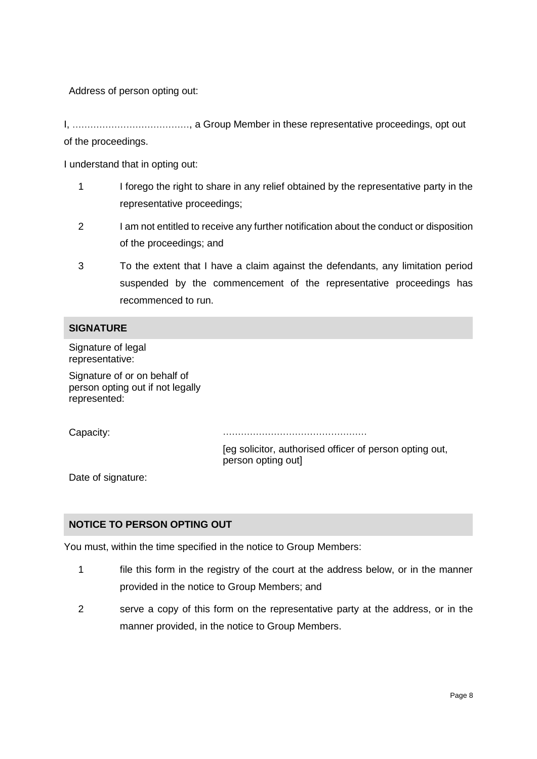Address of person opting out:

I, ………………………………., a Group Member in these representative proceedings, opt out of the proceedings.

I understand that in opting out:

1. I forego the right to share in any relief obtained by the representative party in the representative proceedings;
2. I am not entitled to receive any further notification about the conduct or disposition of the proceedings; and
3. To the extent that I have a claim against the defendants, any limitation period suspended by the commencement of the representative proceedings has recommenced to run.

## SIGNATURE

Signature of legal representative:

Signature of or on behalf of person opting out if not legally represented:

Capacity: …………………………………………

[eg solicitor, authorised officer of person opting out, person opting out]

Date of signature:

## NOTICE TO PERSON OPTING OUT

You must, within the time specified in the notice to Group Members:

1. file this form in the registry of the court at the address below, or in the manner provided in the notice to Group Members; and
2. serve a copy of this form on the representative party at the address, or in the manner provided, in the notice to Group Members.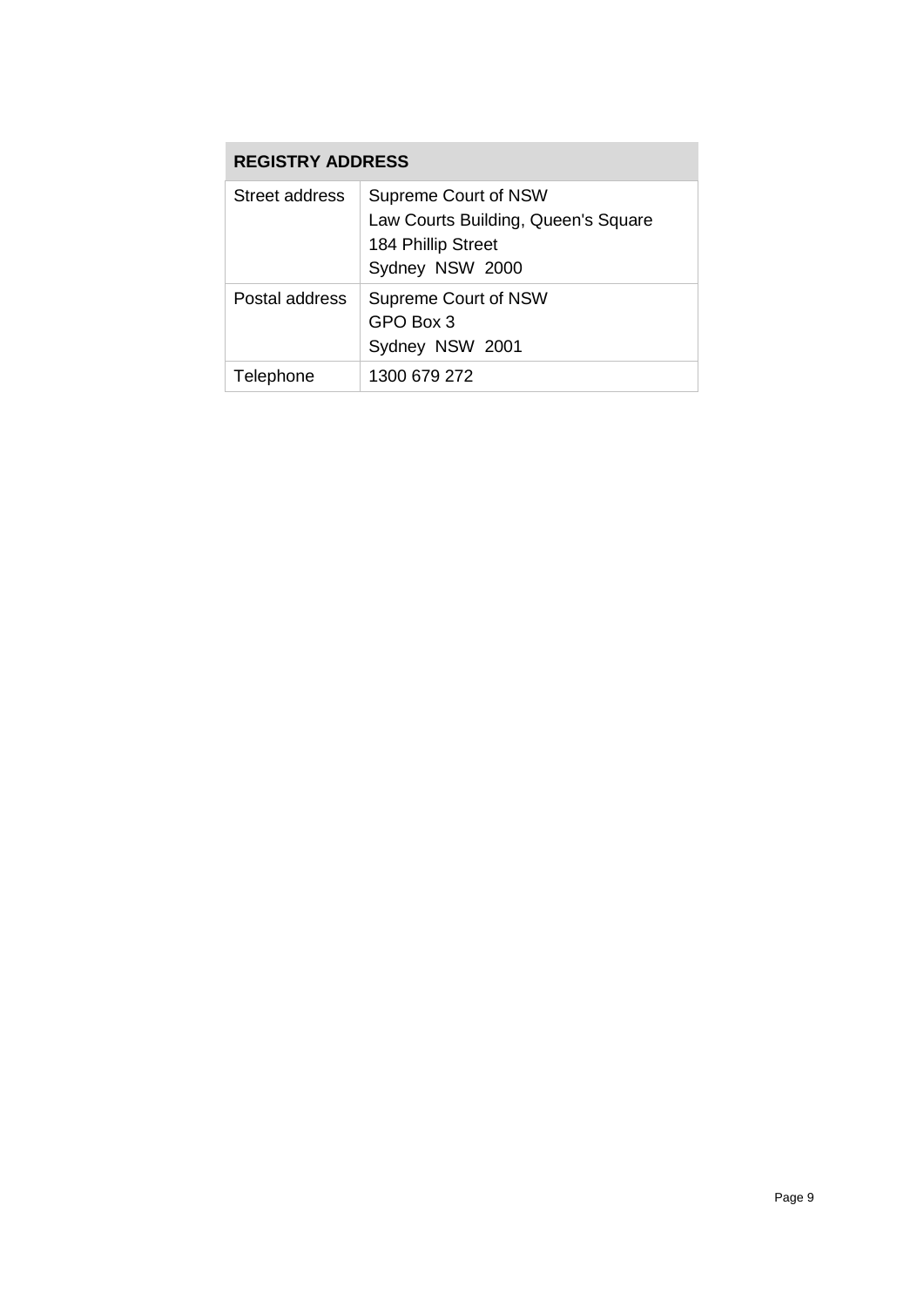| REGISTRY ADDRESS | |
| --- | --- |
| Street address | Supreme Court of NSW<br>Law Courts Building, Queen's Square<br>184 Phillip Street<br>Sydney NSW 2000 |
| Postal address | Supreme Court of NSW<br>GPO Box 3<br>Sydney NSW 2001 |
| Telephone | 1300 679 272 |